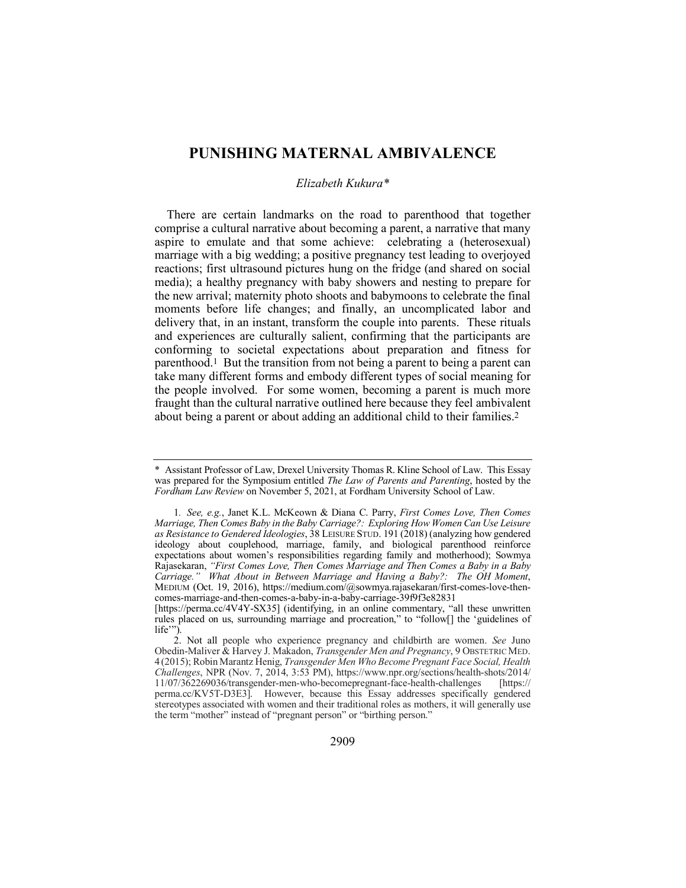# PUNISHING MATERNAL AMBIVALENCE

*Elizabeth Kukura\**

There are certain landmarks on the road to parenthood that together comprise a cultural narrative about becoming a parent, a narrative that many aspire to emulate and that some achieve: celebrating a (heterosexual) marriage with a big wedding; a positive pregnancy test leading to overjoyed reactions; first ultrasound pictures hung on the fridge (and shared on social media); a healthy pregnancy with baby showers and nesting to prepare for the new arrival; maternity photo shoots and babymoons to celebrate the final moments before life changes; and finally, an uncomplicated labor and delivery that, in an instant, transform the couple into parents. These rituals and experiences are culturally salient, confirming that the participants are conforming to societal expectations about preparation and fitness for parenthood.[1] But the transition from not being a parent to being a parent can take many different forms and embody different types of social meaning for the people involved. For some women, becoming a parent is much more fraught than the cultural narrative outlined here because they feel ambivalent about being a parent or about adding an additional child to their families.[2]

---

\* Assistant Professor of Law, Drexel University Thomas R. Kline School of Law. This Essay was prepared for the Symposium entitled *The Law of Parents and Parenting*, hosted by the *Fordham Law Review* on November 5, 2021, at Fordham University School of Law.

1. *See, e.g.*, Janet K.L. McKeown & Diana C. Parry, *First Comes Love, Then Comes Marriage, Then Comes Baby in the Baby Carriage?: Exploring How Women Can Use Leisure as Resistance to Gendered Ideologies*, 38 LEISURE STUD. 191 (2018) (analyzing how gendered ideology about couplehood, marriage, family, and biological parenthood reinforce expectations about women's responsibilities regarding family and motherhood); Sowmya Rajasekaran, *"First Comes Love, Then Comes Marriage and Then Comes a Baby in a Baby Carriage." What About in Between Marriage and Having a Baby?: The OH Moment*, MEDIUM (Oct. 19, 2016), https://medium.com/@sowmya.rajasekaran/first-comes-love-then-comes-marriage-and-then-comes-a-baby-in-a-baby-carriage-39f9f3e82831 [https://perma.cc/4V4Y-SX35] (identifying, in an online commentary, "all these unwritten rules placed on us, surrounding marriage and procreation," to "follow[] the 'guidelines of life'").

2. Not all people who experience pregnancy and childbirth are women. *See* Juno Obedin-Maliver & Harvey J. Makadon, *Transgender Men and Pregnancy*, 9 OBSTETRIC MED. 4 (2015); Robin Marantz Henig, *Transgender Men Who Become Pregnant Face Social, Health Challenges*, NPR (Nov. 7, 2014, 3:53 PM), https://www.npr.org/sections/health-shots/2014/11/07/362269036/transgender-men-who-becomepregnant-face-health-challenges [https://perma.cc/KV5T-D3E3]. However, because this Essay addresses specifically gendered stereotypes associated with women and their traditional roles as mothers, it will generally use the term "mother" instead of "pregnant person" or "birthing person."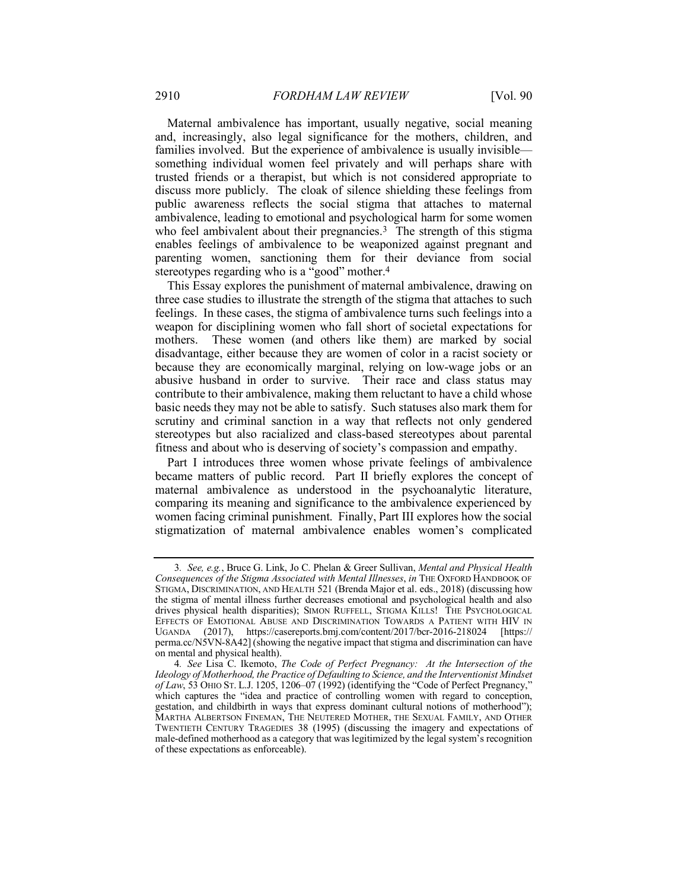Maternal ambivalence has important, usually negative, social meaning and, increasingly, also legal significance for the mothers, children, and families involved. But the experience of ambivalence is usually invisible—something individual women feel privately and will perhaps share with trusted friends or a therapist, but which is not considered appropriate to discuss more publicly. The cloak of silence shielding these feelings from public awareness reflects the social stigma that attaches to maternal ambivalence, leading to emotional and psychological harm for some women who feel ambivalent about their pregnancies.[3] The strength of this stigma enables feelings of ambivalence to be weaponized against pregnant and parenting women, sanctioning them for their deviance from social stereotypes regarding who is a "good" mother.[4]

This Essay explores the punishment of maternal ambivalence, drawing on three case studies to illustrate the strength of the stigma that attaches to such feelings. In these cases, the stigma of ambivalence turns such feelings into a weapon for disciplining women who fall short of societal expectations for mothers. These women (and others like them) are marked by social disadvantage, either because they are women of color in a racist society or because they are economically marginal, relying on low-wage jobs or an abusive husband in order to survive. Their race and class status may contribute to their ambivalence, making them reluctant to have a child whose basic needs they may not be able to satisfy. Such statuses also mark them for scrutiny and criminal sanction in a way that reflects not only gendered stereotypes but also racialized and class-based stereotypes about parental fitness and about who is deserving of society's compassion and empathy.

Part I introduces three women whose private feelings of ambivalence became matters of public record. Part II briefly explores the concept of maternal ambivalence as understood in the psychoanalytic literature, comparing its meaning and significance to the ambivalence experienced by women facing criminal punishment. Finally, Part III explores how the social stigmatization of maternal ambivalence enables women's complicated

---

3. *See, e.g.*, Bruce G. Link, Jo C. Phelan & Greer Sullivan, *Mental and Physical Health Consequences of the Stigma Associated with Mental Illnesses*, *in* THE OXFORD HANDBOOK OF STIGMA, DISCRIMINATION, AND HEALTH 521 (Brenda Major et al. eds., 2018) (discussing how the stigma of mental illness further decreases emotional and psychological health and also drives physical health disparities); SIMON RUFFELL, STIGMA KILLS! THE PSYCHOLOGICAL EFFECTS OF EMOTIONAL ABUSE AND DISCRIMINATION TOWARDS A PATIENT WITH HIV IN UGANDA (2017), https://casereports.bmj.com/content/2017/bcr-2016-218024 [https://perma.cc/N5VN-8A42] (showing the negative impact that stigma and discrimination can have on mental and physical health).

4. *See* Lisa C. Ikemoto, *The Code of Perfect Pregnancy: At the Intersection of the Ideology of Motherhood, the Practice of Defaulting to Science, and the Interventionist Mindset of Law*, 53 OHIO ST. L.J. 1205, 1206–07 (1992) (identifying the "Code of Perfect Pregnancy," which captures the "idea and practice of controlling women with regard to conception, gestation, and childbirth in ways that express dominant cultural notions of motherhood"); MARTHA ALBERTSON FINEMAN, THE NEUTERED MOTHER, THE SEXUAL FAMILY, AND OTHER TWENTIETH CENTURY TRAGEDIES 38 (1995) (discussing the imagery and expectations of male-defined motherhood as a category that was legitimized by the legal system's recognition of these expectations as enforceable).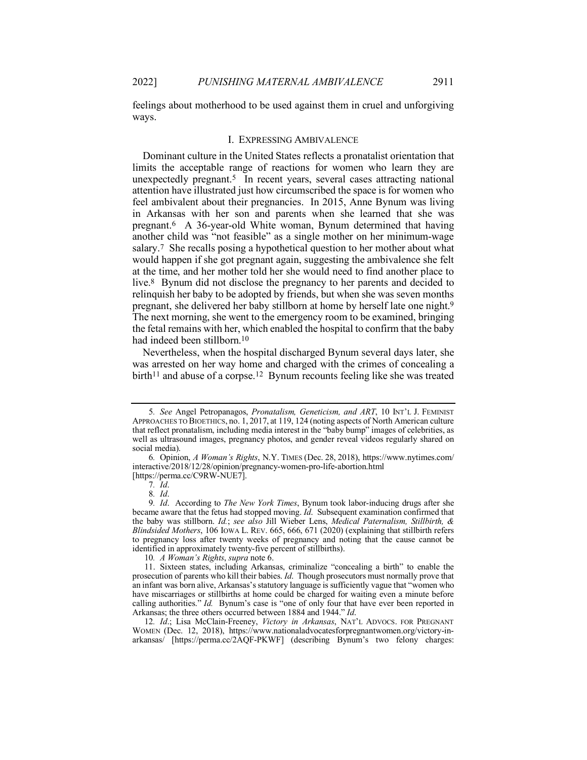feelings about motherhood to be used against them in cruel and unforgiving ways.

## I. EXPRESSING AMBIVALENCE

Dominant culture in the United States reflects a pronatalist orientation that limits the acceptable range of reactions for women who learn they are unexpectedly pregnant.[5] In recent years, several cases attracting national attention have illustrated just how circumscribed the space is for women who feel ambivalent about their pregnancies. In 2015, Anne Bynum was living in Arkansas with her son and parents when she learned that she was pregnant.[6] A 36-year-old White woman, Bynum determined that having another child was "not feasible" as a single mother on her minimum-wage salary.[7] She recalls posing a hypothetical question to her mother about what would happen if she got pregnant again, suggesting the ambivalence she felt at the time, and her mother told her she would need to find another place to live.[8] Bynum did not disclose the pregnancy to her parents and decided to relinquish her baby to be adopted by friends, but when she was seven months pregnant, she delivered her baby stillborn at home by herself late one night.[9] The next morning, she went to the emergency room to be examined, bringing the fetal remains with her, which enabled the hospital to confirm that the baby had indeed been stillborn.[10]

Nevertheless, when the hospital discharged Bynum several days later, she was arrested on her way home and charged with the crimes of concealing a birth[11] and abuse of a corpse.[12] Bynum recounts feeling like she was treated

---

5. *See* Angel Petropanagos, *Pronatalism, Geneticism, and ART*, 10 INT'L J. FEMINIST APPROACHES TO BIOETHICS, no. 1, 2017, at 119, 124 (noting aspects of North American culture that reflect pronatalism, including media interest in the "baby bump" images of celebrities, as well as ultrasound images, pregnancy photos, and gender reveal videos regularly shared on social media).

6. Opinion, *A Woman's Rights*, N.Y. TIMES (Dec. 28, 2018), https://www.nytimes.com/interactive/2018/12/28/opinion/pregnancy-women-pro-life-abortion.html [https://perma.cc/C9RW-NUE7].

7. *Id*.

8. *Id*.

9. *Id*. According to *The New York Times*, Bynum took labor-inducing drugs after she became aware that the fetus had stopped moving. *Id*. Subsequent examination confirmed that the baby was stillborn. *Id.*; *see also* Jill Wieber Lens, *Medical Paternalism, Stillbirth, & Blindsided Mothers*, 106 IOWA L. REV. 665, 666, 671 (2020) (explaining that stillbirth refers to pregnancy loss after twenty weeks of pregnancy and noting that the cause cannot be identified in approximately twenty-five percent of stillbirths).

10. *A Woman's Rights*, *supra* note 6.

11. Sixteen states, including Arkansas, criminalize "concealing a birth" to enable the prosecution of parents who kill their babies. *Id*. Though prosecutors must normally prove that an infant was born alive, Arkansas's statutory language is sufficiently vague that "women who have miscarriages or stillbirths at home could be charged for waiting even a minute before calling authorities." *Id.* Bynum's case is "one of only four that have ever been reported in Arkansas; the three others occurred between 1884 and 1944." *Id*.

12. *Id*.; Lisa McClain-Freeney, *Victory in Arkansas*, NAT'L ADVOCS. FOR PREGNANT WOMEN (Dec. 12, 2018), https://www.nationaladvocatesforpregnantwomen.org/victory-in-arkansas/ [https://perma.cc/2AQF-PKWF] (describing Bynum's two felony charges: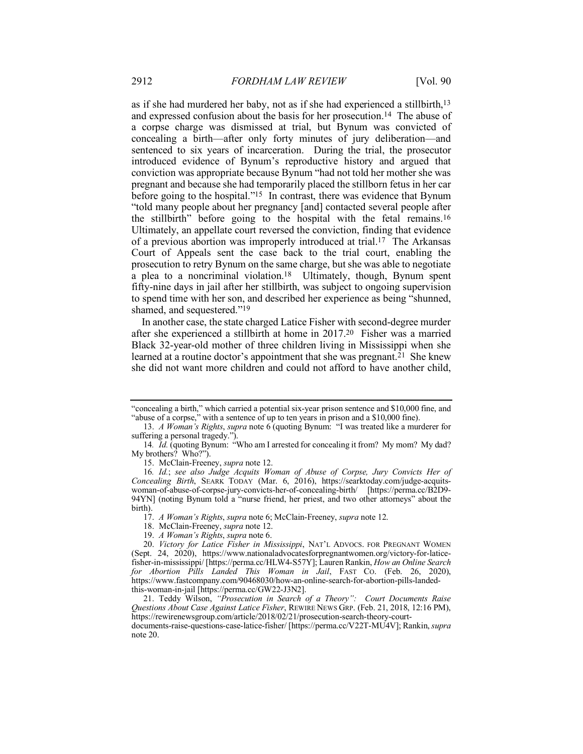as if she had murdered her baby, not as if she had experienced a stillbirth,[13] and expressed confusion about the basis for her prosecution.[14] The abuse of a corpse charge was dismissed at trial, but Bynum was convicted of concealing a birth—after only forty minutes of jury deliberation—and sentenced to six years of incarceration. During the trial, the prosecutor introduced evidence of Bynum's reproductive history and argued that conviction was appropriate because Bynum "had not told her mother she was pregnant and because she had temporarily placed the stillborn fetus in her car before going to the hospital."[15] In contrast, there was evidence that Bynum "told many people about her pregnancy [and] contacted several people after the stillbirth" before going to the hospital with the fetal remains.[16] Ultimately, an appellate court reversed the conviction, finding that evidence of a previous abortion was improperly introduced at trial.[17] The Arkansas Court of Appeals sent the case back to the trial court, enabling the prosecution to retry Bynum on the same charge, but she was able to negotiate a plea to a noncriminal violation.[18] Ultimately, though, Bynum spent fifty-nine days in jail after her stillbirth, was subject to ongoing supervision to spend time with her son, and described her experience as being "shunned, shamed, and sequestered."[19]

In another case, the state charged Latice Fisher with second-degree murder after she experienced a stillbirth at home in 2017.[20] Fisher was a married Black 32-year-old mother of three children living in Mississippi when she learned at a routine doctor's appointment that she was pregnant.[21] She knew she did not want more children and could not afford to have another child,

---

"concealing a birth," which carried a potential six-year prison sentence and $10,000 fine, and "abuse of a corpse," with a sentence of up to ten years in prison and a $10,000 fine).

13. *A Woman's Rights*, *supra* note 6 (quoting Bynum: "I was treated like a murderer for suffering a personal tragedy.").

14. *Id.* (quoting Bynum: "Who am I arrested for concealing it from? My mom? My dad? My brothers? Who?").

15. McClain-Freeney, *supra* note 12.

16. *Id.*; *see also Judge Acquits Woman of Abuse of Corpse, Jury Convicts Her of Concealing Birth*, SEARK TODAY (Mar. 6, 2016), https://searktoday.com/judge-acquits-woman-of-abuse-of-corpse-jury-convicts-her-of-concealing-birth/ [https://perma.cc/B2D9-94YN] (noting Bynum told a "nurse friend, her priest, and two other attorneys" about the birth).

17. *A Woman's Rights*, *supra* note 6; McClain-Freeney, *supra* note 12.

18. McClain-Freeney, *supra* note 12.

19. *A Woman's Rights*, *supra* note 6.

20. *Victory for Latice Fisher in Mississippi*, NAT'L ADVOCS. FOR PREGNANT WOMEN (Sept. 24, 2020), https://www.nationaladvocatesforpregnantwomen.org/victory-for-latice-fisher-in-mississippi/ [https://perma.cc/HLW4-S57Y]; Lauren Rankin, *How an Online Search for Abortion Pills Landed This Woman in Jail*, FAST CO. (Feb. 26, 2020), https://www.fastcompany.com/90468030/how-an-online-search-for-abortion-pills-landed-this-woman-in-jail [https://perma.cc/GW22-J3N2].

21. Teddy Wilson, *"Prosecution in Search of a Theory": Court Documents Raise Questions About Case Against Latice Fisher*, REWIRE NEWS GRP. (Feb. 21, 2018, 12:16 PM), https://rewirenewsgroup.com/article/2018/02/21/prosecution-search-theory-court-documents-raise-questions-case-latice-fisher/ [https://perma.cc/V22T-MU4V]; Rankin, *supra* note 20.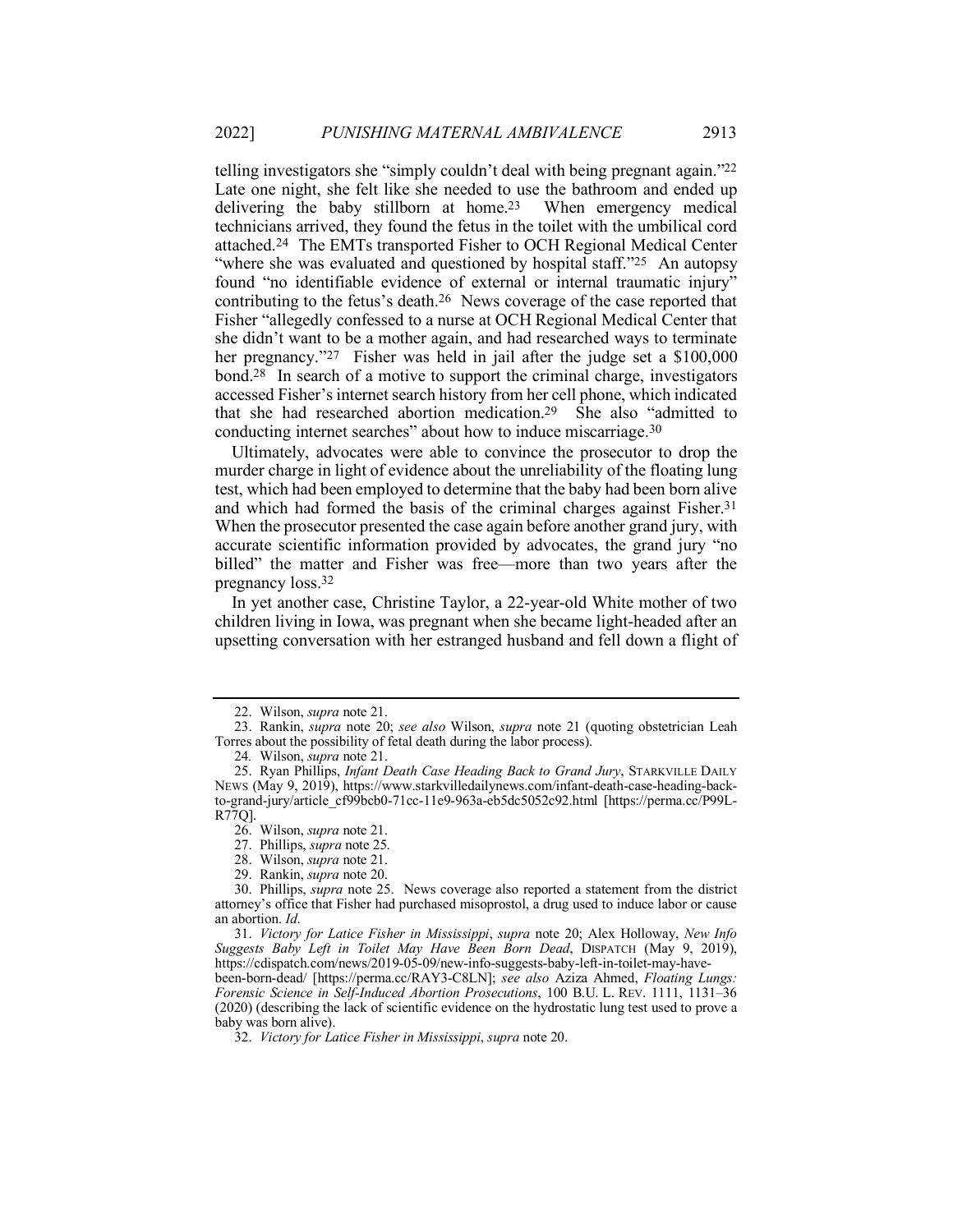telling investigators she "simply couldn't deal with being pregnant again."[22] Late one night, she felt like she needed to use the bathroom and ended up delivering the baby stillborn at home.[23] When emergency medical technicians arrived, they found the fetus in the toilet with the umbilical cord attached.[24] The EMTs transported Fisher to OCH Regional Medical Center "where she was evaluated and questioned by hospital staff."[25] An autopsy found "no identifiable evidence of external or internal traumatic injury" contributing to the fetus's death.[26] News coverage of the case reported that Fisher "allegedly confessed to a nurse at OCH Regional Medical Center that she didn't want to be a mother again, and had researched ways to terminate her pregnancy."[27] Fisher was held in jail after the judge set a $100,000 bond.[28] In search of a motive to support the criminal charge, investigators accessed Fisher's internet search history from her cell phone, which indicated that she had researched abortion medication.[29] She also "admitted to conducting internet searches" about how to induce miscarriage.[30]

Ultimately, advocates were able to convince the prosecutor to drop the murder charge in light of evidence about the unreliability of the floating lung test, which had been employed to determine that the baby had been born alive and which had formed the basis of the criminal charges against Fisher.[31] When the prosecutor presented the case again before another grand jury, with accurate scientific information provided by advocates, the grand jury "no billed" the matter and Fisher was free—more than two years after the pregnancy loss.[32]

In yet another case, Christine Taylor, a 22-year-old White mother of two children living in Iowa, was pregnant when she became light-headed after an upsetting conversation with her estranged husband and fell down a flight of

---

22. Wilson, *supra* note 21.

23. Rankin, *supra* note 20; *see also* Wilson, *supra* note 21 (quoting obstetrician Leah Torres about the possibility of fetal death during the labor process).

24. Wilson, *supra* note 21.

25. Ryan Phillips, *Infant Death Case Heading Back to Grand Jury*, STARKVILLE DAILY NEWS (May 9, 2019), https://www.starkvilledailynews.com/infant-death-case-heading-back-to-grand-jury/article_cf99bcb0-71cc-11e9-963a-eb5dc5052c92.html [https://perma.cc/P99L-R77Q].

26. Wilson, *supra* note 21.

27. Phillips, *supra* note 25.

28. Wilson, *supra* note 21.

29. Rankin, *supra* note 20.

30. Phillips, *supra* note 25. News coverage also reported a statement from the district attorney's office that Fisher had purchased misoprostol, a drug used to induce labor or cause an abortion. *Id.*

31. *Victory for Latice Fisher in Mississippi*, *supra* note 20; Alex Holloway, *New Info Suggests Baby Left in Toilet May Have Been Born Dead*, DISPATCH (May 9, 2019), https://cdispatch.com/news/2019-05-09/new-info-suggests-baby-left-in-toilet-may-have-been-born-dead/ [https://perma.cc/RAY3-C8LN]; *see also* Aziza Ahmed, *Floating Lungs: Forensic Science in Self-Induced Abortion Prosecutions*, 100 B.U. L. REV. 1111, 1131–36 (2020) (describing the lack of scientific evidence on the hydrostatic lung test used to prove a baby was born alive).

32. *Victory for Latice Fisher in Mississippi*, *supra* note 20.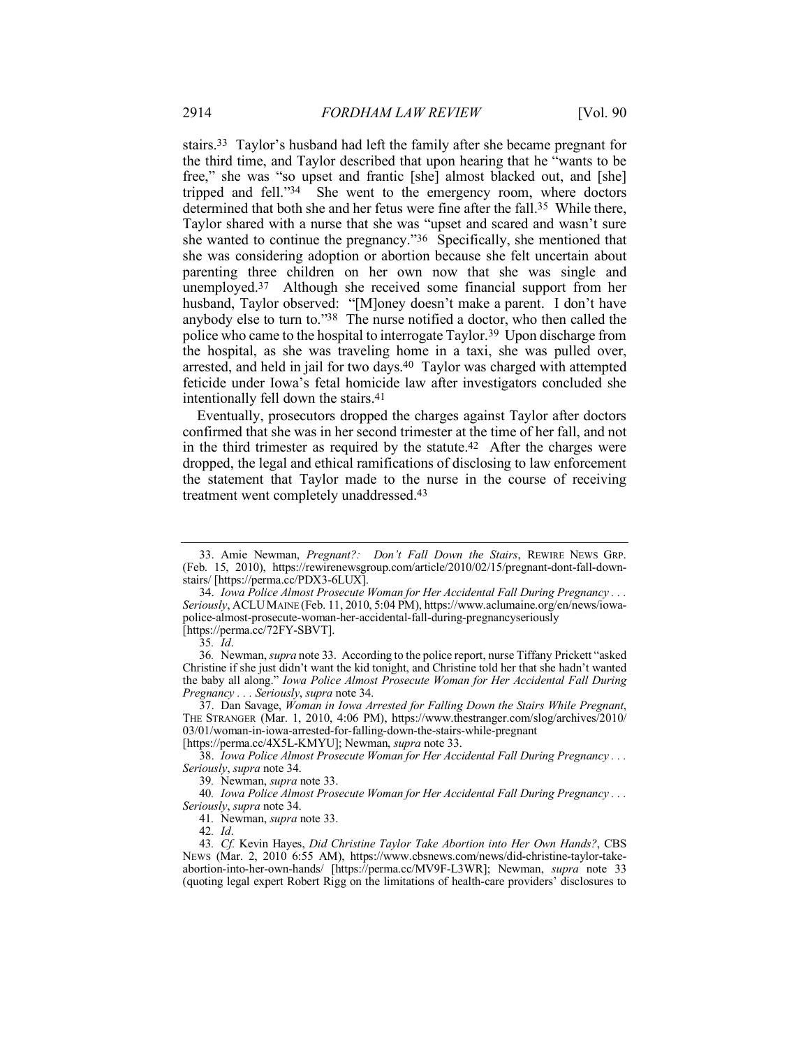stairs.[33] Taylor's husband had left the family after she became pregnant for the third time, and Taylor described that upon hearing that he "wants to be free," she was "so upset and frantic [she] almost blacked out, and [she] tripped and fell."[34] She went to the emergency room, where doctors determined that both she and her fetus were fine after the fall.[35] While there, Taylor shared with a nurse that she was "upset and scared and wasn't sure she wanted to continue the pregnancy."[36] Specifically, she mentioned that she was considering adoption or abortion because she felt uncertain about parenting three children on her own now that she was single and unemployed.[37] Although she received some financial support from her husband, Taylor observed: "[M]oney doesn't make a parent. I don't have anybody else to turn to."[38] The nurse notified a doctor, who then called the police who came to the hospital to interrogate Taylor.[39] Upon discharge from the hospital, as she was traveling home in a taxi, she was pulled over, arrested, and held in jail for two days.[40] Taylor was charged with attempted feticide under Iowa's fetal homicide law after investigators concluded she intentionally fell down the stairs.[41]

Eventually, prosecutors dropped the charges against Taylor after doctors confirmed that she was in her second trimester at the time of her fall, and not in the third trimester as required by the statute.[42] After the charges were dropped, the legal and ethical ramifications of disclosing to law enforcement the statement that Taylor made to the nurse in the course of receiving treatment went completely unaddressed.[43]

---

33. Amie Newman, *Pregnant?: Don't Fall Down the Stairs*, REWIRE NEWS GRP. (Feb. 15, 2010), https://rewirenewsgroup.com/article/2010/02/15/pregnant-dont-fall-down-stairs/ [https://perma.cc/PDX3-6LUX].

34. *Iowa Police Almost Prosecute Woman for Her Accidental Fall During Pregnancy . . . Seriously*, ACLU MAINE (Feb. 11, 2010, 5:04 PM), https://www.aclumaine.org/en/news/iowa-police-almost-prosecute-woman-her-accidental-fall-during-pregnancyseriously [https://perma.cc/72FY-SBVT].

35. *Id*.

36. Newman, *supra* note 33. According to the police report, nurse Tiffany Prickett "asked Christine if she just didn't want the kid tonight, and Christine told her that she hadn't wanted the baby all along." *Iowa Police Almost Prosecute Woman for Her Accidental Fall During Pregnancy . . . Seriously*, *supra* note 34.

37. Dan Savage, *Woman in Iowa Arrested for Falling Down the Stairs While Pregnant*, THE STRANGER (Mar. 1, 2010, 4:06 PM), https://www.thestranger.com/slog/archives/2010/03/01/woman-in-iowa-arrested-for-falling-down-the-stairs-while-pregnant [https://perma.cc/4X5L-KMYU]; Newman, *supra* note 33.

38. *Iowa Police Almost Prosecute Woman for Her Accidental Fall During Pregnancy . . . Seriously*, *supra* note 34.

39. Newman, *supra* note 33.

40. *Iowa Police Almost Prosecute Woman for Her Accidental Fall During Pregnancy . . . Seriously*, *supra* note 34.

41. Newman, *supra* note 33.

42. *Id*.

43. *Cf.* Kevin Hayes, *Did Christine Taylor Take Abortion into Her Own Hands?*, CBS NEWS (Mar. 2, 2010 6:55 AM), https://www.cbsnews.com/news/did-christine-taylor-take-abortion-into-her-own-hands/ [https://perma.cc/MV9F-L3WR]; Newman, *supra* note 33 (quoting legal expert Robert Rigg on the limitations of health-care providers' disclosures to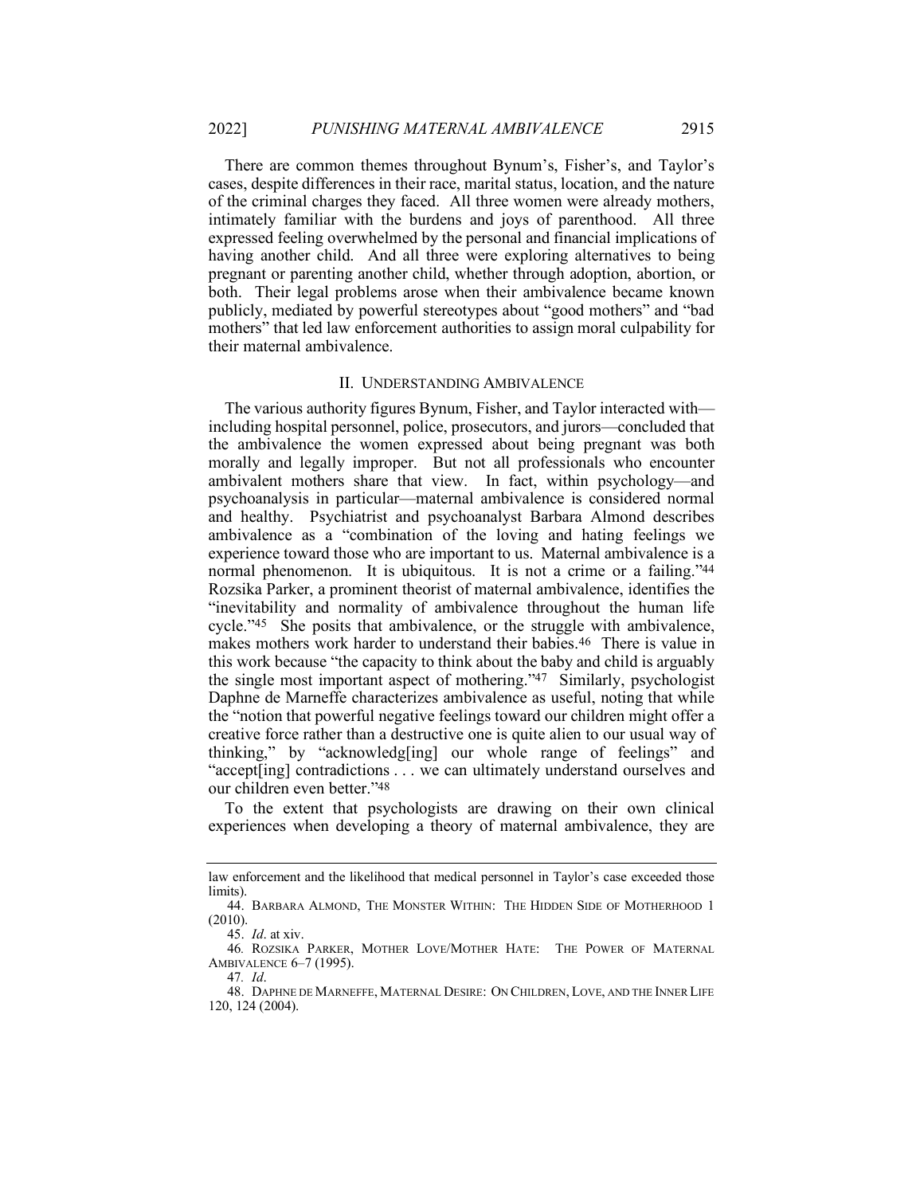There are common themes throughout Bynum's, Fisher's, and Taylor's cases, despite differences in their race, marital status, location, and the nature of the criminal charges they faced. All three women were already mothers, intimately familiar with the burdens and joys of parenthood. All three expressed feeling overwhelmed by the personal and financial implications of having another child. And all three were exploring alternatives to being pregnant or parenting another child, whether through adoption, abortion, or both. Their legal problems arose when their ambivalence became known publicly, mediated by powerful stereotypes about "good mothers" and "bad mothers" that led law enforcement authorities to assign moral culpability for their maternal ambivalence.

## II. UNDERSTANDING AMBIVALENCE

The various authority figures Bynum, Fisher, and Taylor interacted with—including hospital personnel, police, prosecutors, and jurors—concluded that the ambivalence the women expressed about being pregnant was both morally and legally improper. But not all professionals who encounter ambivalent mothers share that view. In fact, within psychology—and psychoanalysis in particular—maternal ambivalence is considered normal and healthy. Psychiatrist and psychoanalyst Barbara Almond describes ambivalence as a "combination of the loving and hating feelings we experience toward those who are important to us. Maternal ambivalence is a normal phenomenon. It is ubiquitous. It is not a crime or a failing."[44] Rozsika Parker, a prominent theorist of maternal ambivalence, identifies the "inevitability and normality of ambivalence throughout the human life cycle."[45] She posits that ambivalence, or the struggle with ambivalence, makes mothers work harder to understand their babies.[46] There is value in this work because "the capacity to think about the baby and child is arguably the single most important aspect of mothering."[47] Similarly, psychologist Daphne de Marneffe characterizes ambivalence as useful, noting that while the "notion that powerful negative feelings toward our children might offer a creative force rather than a destructive one is quite alien to our usual way of thinking," by "acknowledg[ing] our whole range of feelings" and "accept[ing] contradictions . . . we can ultimately understand ourselves and our children even better."[48]

To the extent that psychologists are drawing on their own clinical experiences when developing a theory of maternal ambivalence, they are

---

law enforcement and the likelihood that medical personnel in Taylor's case exceeded those limits).

44. BARBARA ALMOND, THE MONSTER WITHIN: THE HIDDEN SIDE OF MOTHERHOOD 1 (2010).

45. *Id*. at xiv.

46. ROZSIKA PARKER, MOTHER LOVE/MOTHER HATE: THE POWER OF MATERNAL AMBIVALENCE 6–7 (1995).

47. *Id*.

48. DAPHNE DE MARNEFFE, MATERNAL DESIRE: ON CHILDREN, LOVE, AND THE INNER LIFE 120, 124 (2004).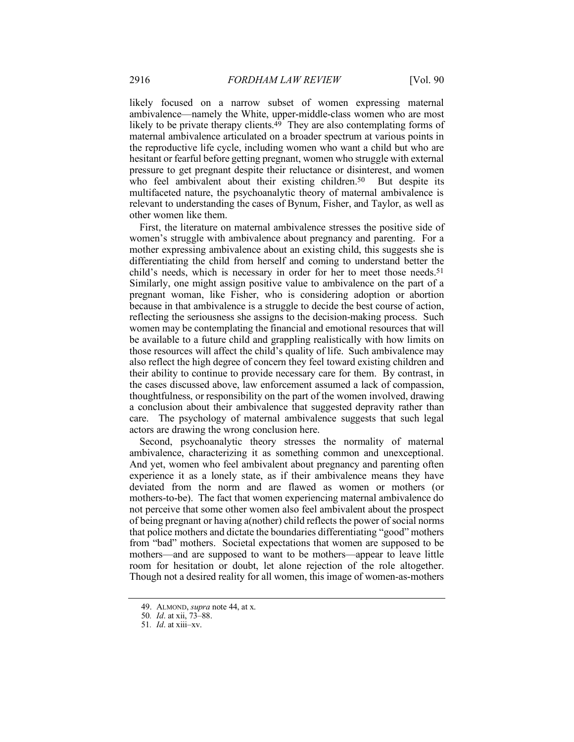likely focused on a narrow subset of women expressing maternal ambivalence—namely the White, upper-middle-class women who are most likely to be private therapy clients.[49] They are also contemplating forms of maternal ambivalence articulated on a broader spectrum at various points in the reproductive life cycle, including women who want a child but who are hesitant or fearful before getting pregnant, women who struggle with external pressure to get pregnant despite their reluctance or disinterest, and women who feel ambivalent about their existing children.[50] But despite its multifaceted nature, the psychoanalytic theory of maternal ambivalence is relevant to understanding the cases of Bynum, Fisher, and Taylor, as well as other women like them.

First, the literature on maternal ambivalence stresses the positive side of women's struggle with ambivalence about pregnancy and parenting. For a mother expressing ambivalence about an existing child, this suggests she is differentiating the child from herself and coming to understand better the child's needs, which is necessary in order for her to meet those needs.[51] Similarly, one might assign positive value to ambivalence on the part of a pregnant woman, like Fisher, who is considering adoption or abortion because in that ambivalence is a struggle to decide the best course of action, reflecting the seriousness she assigns to the decision-making process. Such women may be contemplating the financial and emotional resources that will be available to a future child and grappling realistically with how limits on those resources will affect the child's quality of life. Such ambivalence may also reflect the high degree of concern they feel toward existing children and their ability to continue to provide necessary care for them. By contrast, in the cases discussed above, law enforcement assumed a lack of compassion, thoughtfulness, or responsibility on the part of the women involved, drawing a conclusion about their ambivalence that suggested depravity rather than care. The psychology of maternal ambivalence suggests that such legal actors are drawing the wrong conclusion here.

Second, psychoanalytic theory stresses the normality of maternal ambivalence, characterizing it as something common and unexceptional. And yet, women who feel ambivalent about pregnancy and parenting often experience it as a lonely state, as if their ambivalence means they have deviated from the norm and are flawed as women or mothers (or mothers-to-be). The fact that women experiencing maternal ambivalence do not perceive that some other women also feel ambivalent about the prospect of being pregnant or having a(nother) child reflects the power of social norms that police mothers and dictate the boundaries differentiating "good" mothers from "bad" mothers. Societal expectations that women are supposed to be mothers—and are supposed to want to be mothers—appear to leave little room for hesitation or doubt, let alone rejection of the role altogether. Though not a desired reality for all women, this image of women-as-mothers

---

49. ALMOND, *supra* note 44, at x.

50. *Id*. at xii, 73–88.

51. *Id*. at xiii–xv.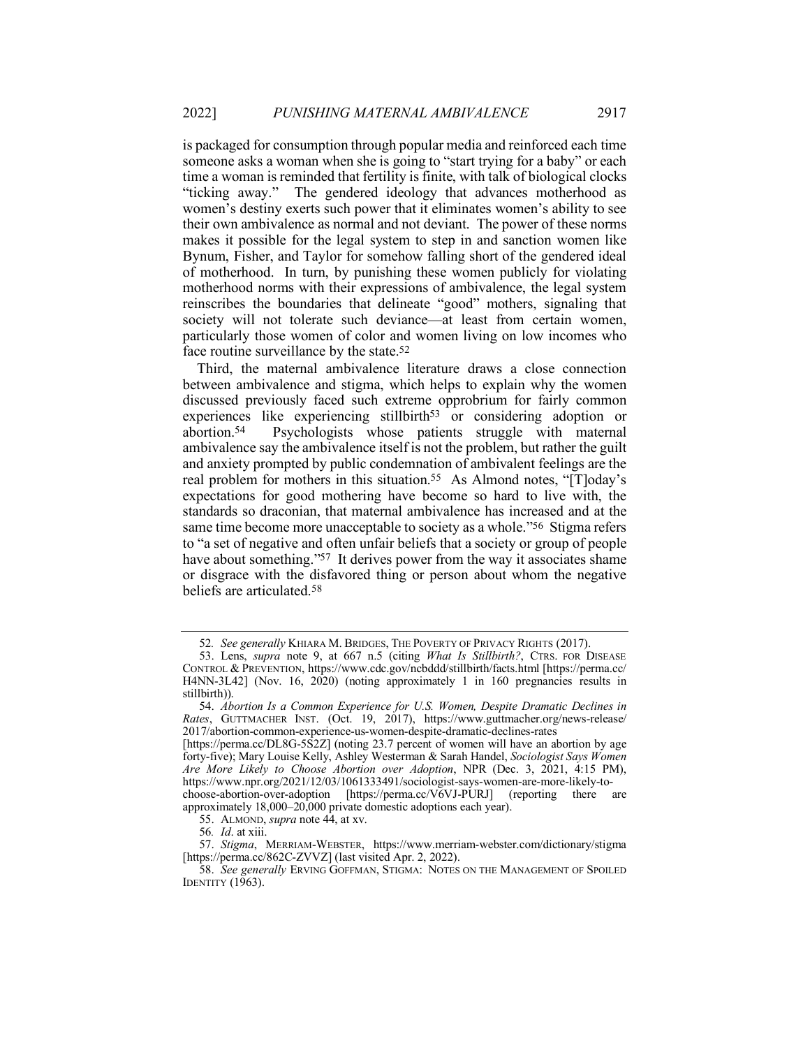is packaged for consumption through popular media and reinforced each time someone asks a woman when she is going to "start trying for a baby" or each time a woman is reminded that fertility is finite, with talk of biological clocks "ticking away." The gendered ideology that advances motherhood as women's destiny exerts such power that it eliminates women's ability to see their own ambivalence as normal and not deviant. The power of these norms makes it possible for the legal system to step in and sanction women like Bynum, Fisher, and Taylor for somehow falling short of the gendered ideal of motherhood. In turn, by punishing these women publicly for violating motherhood norms with their expressions of ambivalence, the legal system reinscribes the boundaries that delineate "good" mothers, signaling that society will not tolerate such deviance—at least from certain women, particularly those women of color and women living on low incomes who face routine surveillance by the state.[52]

Third, the maternal ambivalence literature draws a close connection between ambivalence and stigma, which helps to explain why the women discussed previously faced such extreme opprobrium for fairly common experiences like experiencing stillbirth[53] or considering adoption or abortion.[54] Psychologists whose patients struggle with maternal ambivalence say the ambivalence itself is not the problem, but rather the guilt and anxiety prompted by public condemnation of ambivalent feelings are the real problem for mothers in this situation.[55] As Almond notes, "[T]oday's expectations for good mothering have become so hard to live with, the standards so draconian, that maternal ambivalence has increased and at the same time become more unacceptable to society as a whole."[56] Stigma refers to "a set of negative and often unfair beliefs that a society or group of people have about something."[57] It derives power from the way it associates shame or disgrace with the disfavored thing or person about whom the negative beliefs are articulated.[58]

---

52. *See generally* KHIARA M. BRIDGES, THE POVERTY OF PRIVACY RIGHTS (2017).

53. Lens, *supra* note 9, at 667 n.5 (citing *What Is Stillbirth?*, CTRS. FOR DISEASE CONTROL & PREVENTION, https://www.cdc.gov/ncbddd/stillbirth/facts.html [https://perma.cc/H4NN-3L42] (Nov. 16, 2020) (noting approximately 1 in 160 pregnancies results in stillbirth)).

54. *Abortion Is a Common Experience for U.S. Women, Despite Dramatic Declines in Rates*, GUTTMACHER INST. (Oct. 19, 2017), https://www.guttmacher.org/news-release/2017/abortion-common-experience-us-women-despite-dramatic-declines-rates [https://perma.cc/DL8G-5S2Z] (noting 23.7 percent of women will have an abortion by age forty-five); Mary Louise Kelly, Ashley Westerman & Sarah Handel, *Sociologist Says Women Are More Likely to Choose Abortion over Adoption*, NPR (Dec. 3, 2021, 4:15 PM), https://www.npr.org/2021/12/03/1061333491/sociologist-says-women-are-more-likely-to-choose-abortion-over-adoption [https://perma.cc/V6VJ-PURJ] (reporting there are approximately 18,000–20,000 private domestic adoptions each year).

55. ALMOND, *supra* note 44, at xv.

56. *Id*. at xiii.

57. *Stigma*, MERRIAM-WEBSTER, https://www.merriam-webster.com/dictionary/stigma [https://perma.cc/862C-ZVVZ] (last visited Apr. 2, 2022).

58. *See generally* ERVING GOFFMAN, STIGMA: NOTES ON THE MANAGEMENT OF SPOILED IDENTITY (1963).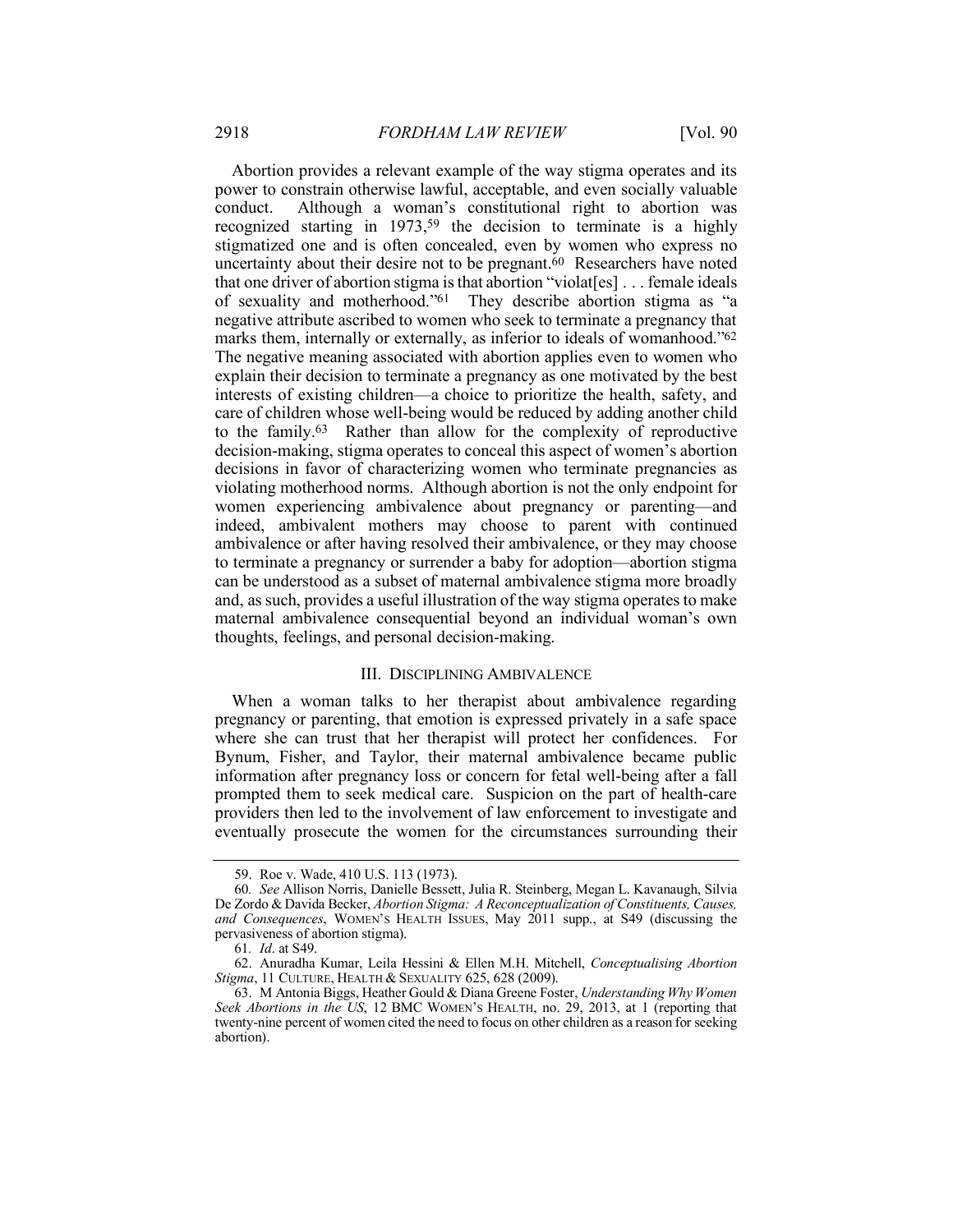Abortion provides a relevant example of the way stigma operates and its power to constrain otherwise lawful, acceptable, and even socially valuable conduct. Although a woman's constitutional right to abortion was recognized starting in 1973,[59] the decision to terminate is a highly stigmatized one and is often concealed, even by women who express no uncertainty about their desire not to be pregnant.[60] Researchers have noted that one driver of abortion stigma is that abortion "violat[es] . . . female ideals of sexuality and motherhood."[61] They describe abortion stigma as "a negative attribute ascribed to women who seek to terminate a pregnancy that marks them, internally or externally, as inferior to ideals of womanhood."[62] The negative meaning associated with abortion applies even to women who explain their decision to terminate a pregnancy as one motivated by the best interests of existing children—a choice to prioritize the health, safety, and care of children whose well-being would be reduced by adding another child to the family.[63] Rather than allow for the complexity of reproductive decision-making, stigma operates to conceal this aspect of women's abortion decisions in favor of characterizing women who terminate pregnancies as violating motherhood norms. Although abortion is not the only endpoint for women experiencing ambivalence about pregnancy or parenting—and indeed, ambivalent mothers may choose to parent with continued ambivalence or after having resolved their ambivalence, or they may choose to terminate a pregnancy or surrender a baby for adoption—abortion stigma can be understood as a subset of maternal ambivalence stigma more broadly and, as such, provides a useful illustration of the way stigma operates to make maternal ambivalence consequential beyond an individual woman's own thoughts, feelings, and personal decision-making.

## III. DISCIPLINING AMBIVALENCE

When a woman talks to her therapist about ambivalence regarding pregnancy or parenting, that emotion is expressed privately in a safe space where she can trust that her therapist will protect her confidences. For Bynum, Fisher, and Taylor, their maternal ambivalence became public information after pregnancy loss or concern for fetal well-being after a fall prompted them to seek medical care. Suspicion on the part of health-care providers then led to the involvement of law enforcement to investigate and eventually prosecute the women for the circumstances surrounding their

---

59. Roe v. Wade, 410 U.S. 113 (1973).

60. *See* Allison Norris, Danielle Bessett, Julia R. Steinberg, Megan L. Kavanaugh, Silvia De Zordo & Davida Becker, *Abortion Stigma: A Reconceptualization of Constituents, Causes, and Consequences*, WOMEN'S HEALTH ISSUES, May 2011 supp., at S49 (discussing the pervasiveness of abortion stigma).

61. *Id*. at S49.

62. Anuradha Kumar, Leila Hessini & Ellen M.H. Mitchell, *Conceptualising Abortion Stigma*, 11 CULTURE, HEALTH & SEXUALITY 625, 628 (2009).

63. M Antonia Biggs, Heather Gould & Diana Greene Foster, *Understanding Why Women Seek Abortions in the US*, 12 BMC WOMEN'S HEALTH, no. 29, 2013, at 1 (reporting that twenty-nine percent of women cited the need to focus on other children as a reason for seeking abortion).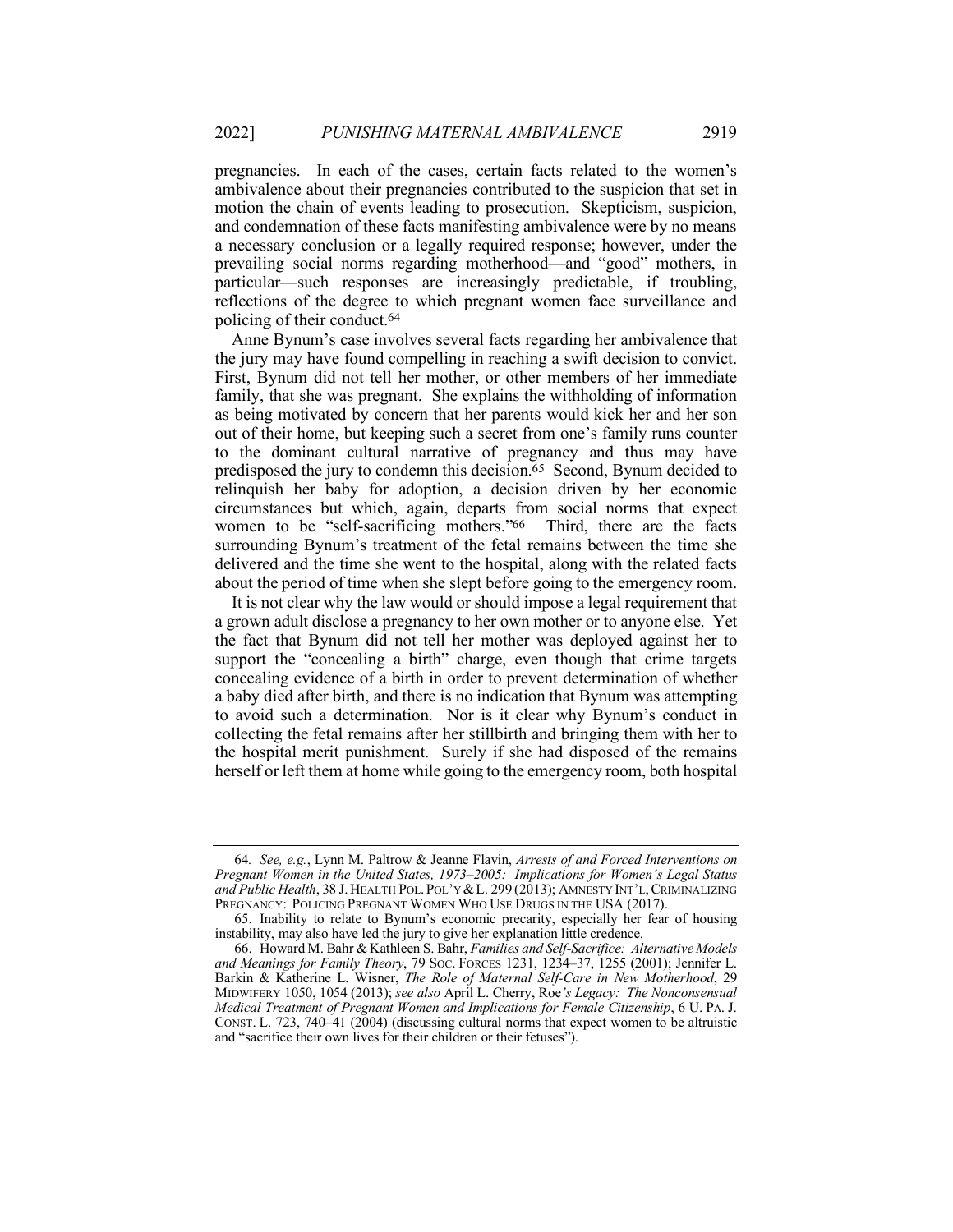pregnancies. In each of the cases, certain facts related to the women's ambivalence about their pregnancies contributed to the suspicion that set in motion the chain of events leading to prosecution. Skepticism, suspicion, and condemnation of these facts manifesting ambivalence were by no means a necessary conclusion or a legally required response; however, under the prevailing social norms regarding motherhood—and "good" mothers, in particular—such responses are increasingly predictable, if troubling, reflections of the degree to which pregnant women face surveillance and policing of their conduct.[64]

Anne Bynum's case involves several facts regarding her ambivalence that the jury may have found compelling in reaching a swift decision to convict. First, Bynum did not tell her mother, or other members of her immediate family, that she was pregnant. She explains the withholding of information as being motivated by concern that her parents would kick her and her son out of their home, but keeping such a secret from one's family runs counter to the dominant cultural narrative of pregnancy and thus may have predisposed the jury to condemn this decision.[65] Second, Bynum decided to relinquish her baby for adoption, a decision driven by her economic circumstances but which, again, departs from social norms that expect women to be "self-sacrificing mothers."[66] Third, there are the facts surrounding Bynum's treatment of the fetal remains between the time she delivered and the time she went to the hospital, along with the related facts about the period of time when she slept before going to the emergency room.

It is not clear why the law would or should impose a legal requirement that a grown adult disclose a pregnancy to her own mother or to anyone else. Yet the fact that Bynum did not tell her mother was deployed against her to support the "concealing a birth" charge, even though that crime targets concealing evidence of a birth in order to prevent determination of whether a baby died after birth, and there is no indication that Bynum was attempting to avoid such a determination. Nor is it clear why Bynum's conduct in collecting the fetal remains after her stillbirth and bringing them with her to the hospital merit punishment. Surely if she had disposed of the remains herself or left them at home while going to the emergency room, both hospital

---

64. *See, e.g.*, Lynn M. Paltrow & Jeanne Flavin, *Arrests of and Forced Interventions on Pregnant Women in the United States, 1973–2005: Implications for Women's Legal Status and Public Health*, 38 J. HEALTH POL. POL'Y & L. 299 (2013); AMNESTY INT'L, CRIMINALIZING PREGNANCY: POLICING PREGNANT WOMEN WHO USE DRUGS IN THE USA (2017).

65. Inability to relate to Bynum's economic precarity, especially her fear of housing instability, may also have led the jury to give her explanation little credence.

66. Howard M. Bahr & Kathleen S. Bahr, *Families and Self-Sacrifice: Alternative Models and Meanings for Family Theory*, 79 SOC. FORCES 1231, 1234–37, 1255 (2001); Jennifer L. Barkin & Katherine L. Wisner, *The Role of Maternal Self-Care in New Motherhood*, 29 MIDWIFERY 1050, 1054 (2013); *see also* April L. Cherry, Roe*'s Legacy: The Nonconsensual Medical Treatment of Pregnant Women and Implications for Female Citizenship*, 6 U. PA. J. CONST. L. 723, 740–41 (2004) (discussing cultural norms that expect women to be altruistic and "sacrifice their own lives for their children or their fetuses").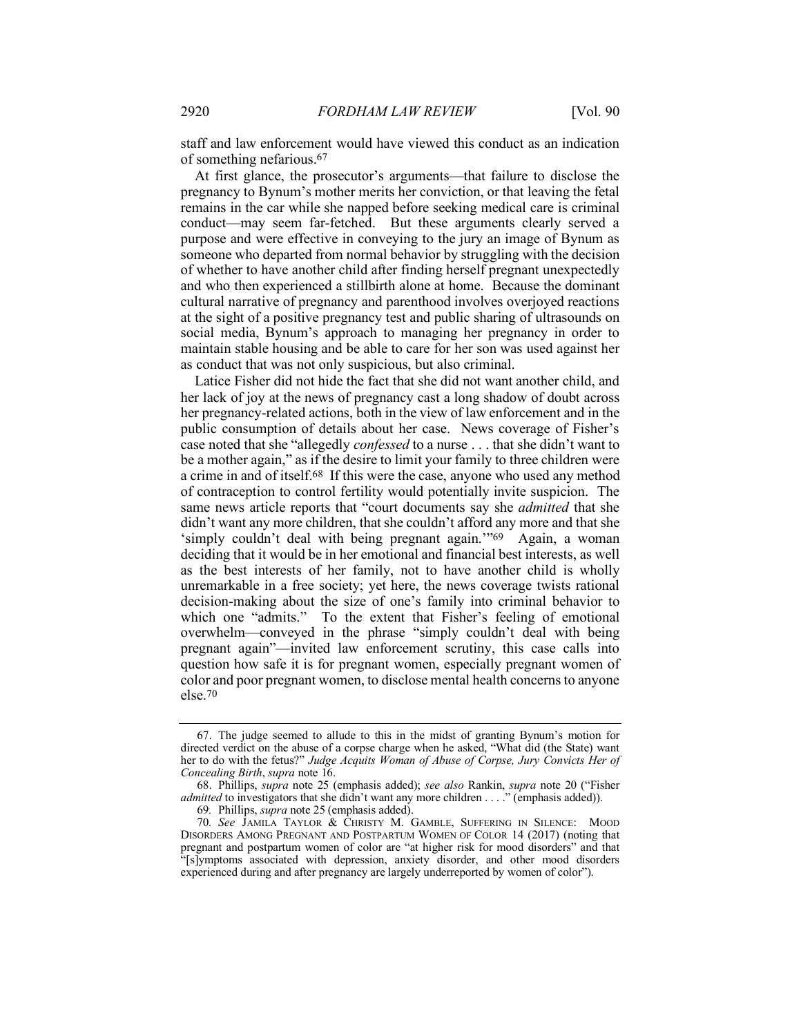staff and law enforcement would have viewed this conduct as an indication of something nefarious.[67]

At first glance, the prosecutor's arguments—that failure to disclose the pregnancy to Bynum's mother merits her conviction, or that leaving the fetal remains in the car while she napped before seeking medical care is criminal conduct—may seem far-fetched. But these arguments clearly served a purpose and were effective in conveying to the jury an image of Bynum as someone who departed from normal behavior by struggling with the decision of whether to have another child after finding herself pregnant unexpectedly and who then experienced a stillbirth alone at home. Because the dominant cultural narrative of pregnancy and parenthood involves overjoyed reactions at the sight of a positive pregnancy test and public sharing of ultrasounds on social media, Bynum's approach to managing her pregnancy in order to maintain stable housing and be able to care for her son was used against her as conduct that was not only suspicious, but also criminal.

Latice Fisher did not hide the fact that she did not want another child, and her lack of joy at the news of pregnancy cast a long shadow of doubt across her pregnancy-related actions, both in the view of law enforcement and in the public consumption of details about her case. News coverage of Fisher's case noted that she "allegedly *confessed* to a nurse . . . that she didn't want to be a mother again," as if the desire to limit your family to three children were a crime in and of itself.[68] If this were the case, anyone who used any method of contraception to control fertility would potentially invite suspicion. The same news article reports that "court documents say she *admitted* that she didn't want any more children, that she couldn't afford any more and that she 'simply couldn't deal with being pregnant again.'"[69] Again, a woman deciding that it would be in her emotional and financial best interests, as well as the best interests of her family, not to have another child is wholly unremarkable in a free society; yet here, the news coverage twists rational decision-making about the size of one's family into criminal behavior to which one "admits." To the extent that Fisher's feeling of emotional overwhelm—conveyed in the phrase "simply couldn't deal with being pregnant again"—invited law enforcement scrutiny, this case calls into question how safe it is for pregnant women, especially pregnant women of color and poor pregnant women, to disclose mental health concerns to anyone else.[70]

---

67. The judge seemed to allude to this in the midst of granting Bynum's motion for directed verdict on the abuse of a corpse charge when he asked, "What did (the State) want her to do with the fetus?" *Judge Acquits Woman of Abuse of Corpse, Jury Convicts Her of Concealing Birth*, *supra* note 16.

68. Phillips, *supra* note 25 (emphasis added); *see also* Rankin, *supra* note 20 ("Fisher *admitted* to investigators that she didn't want any more children . . . ." (emphasis added)).

69. Phillips, *supra* note 25 (emphasis added).

70. *See* JAMILA TAYLOR & CHRISTY M. GAMBLE, SUFFERING IN SILENCE: MOOD DISORDERS AMONG PREGNANT AND POSTPARTUM WOMEN OF COLOR 14 (2017) (noting that pregnant and postpartum women of color are "at higher risk for mood disorders" and that "[s]ymptoms associated with depression, anxiety disorder, and other mood disorders experienced during and after pregnancy are largely underreported by women of color").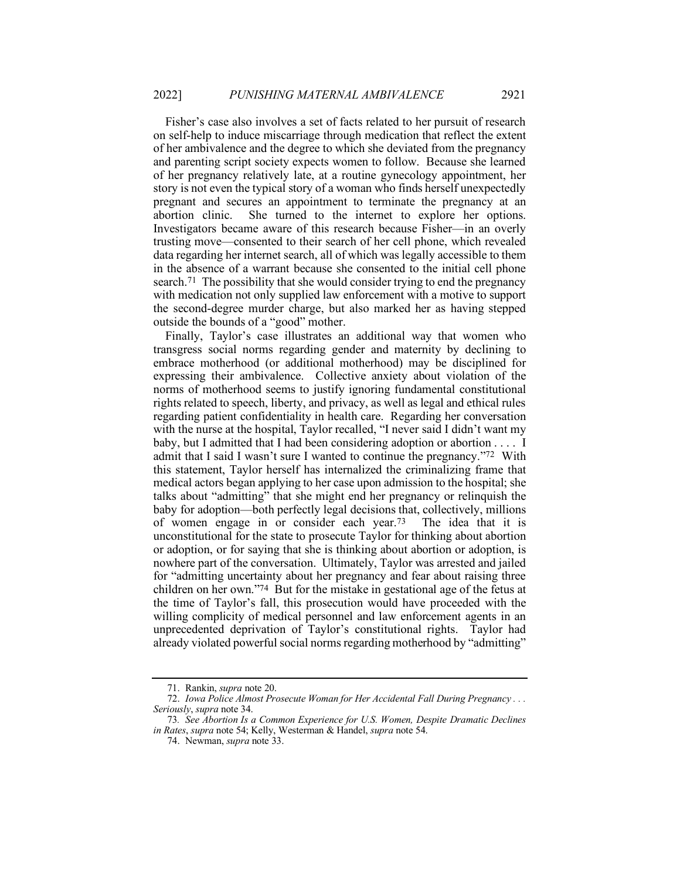Fisher's case also involves a set of facts related to her pursuit of research on self-help to induce miscarriage through medication that reflect the extent of her ambivalence and the degree to which she deviated from the pregnancy and parenting script society expects women to follow. Because she learned of her pregnancy relatively late, at a routine gynecology appointment, her story is not even the typical story of a woman who finds herself unexpectedly pregnant and secures an appointment to terminate the pregnancy at an abortion clinic. She turned to the internet to explore her options. Investigators became aware of this research because Fisher—in an overly trusting move—consented to their search of her cell phone, which revealed data regarding her internet search, all of which was legally accessible to them in the absence of a warrant because she consented to the initial cell phone search.[71] The possibility that she would consider trying to end the pregnancy with medication not only supplied law enforcement with a motive to support the second-degree murder charge, but also marked her as having stepped outside the bounds of a "good" mother.

Finally, Taylor's case illustrates an additional way that women who transgress social norms regarding gender and maternity by declining to embrace motherhood (or additional motherhood) may be disciplined for expressing their ambivalence. Collective anxiety about violation of the norms of motherhood seems to justify ignoring fundamental constitutional rights related to speech, liberty, and privacy, as well as legal and ethical rules regarding patient confidentiality in health care. Regarding her conversation with the nurse at the hospital, Taylor recalled, "I never said I didn't want my baby, but I admitted that I had been considering adoption or abortion . . . . I admit that I said I wasn't sure I wanted to continue the pregnancy."[72] With this statement, Taylor herself has internalized the criminalizing frame that medical actors began applying to her case upon admission to the hospital; she talks about "admitting" that she might end her pregnancy or relinquish the baby for adoption—both perfectly legal decisions that, collectively, millions of women engage in or consider each year.[73] The idea that it is unconstitutional for the state to prosecute Taylor for thinking about abortion or adoption, or for saying that she is thinking about abortion or adoption, is nowhere part of the conversation. Ultimately, Taylor was arrested and jailed for "admitting uncertainty about her pregnancy and fear about raising three children on her own."[74] But for the mistake in gestational age of the fetus at the time of Taylor's fall, this prosecution would have proceeded with the willing complicity of medical personnel and law enforcement agents in an unprecedented deprivation of Taylor's constitutional rights. Taylor had already violated powerful social norms regarding motherhood by "admitting"

---

71. Rankin, *supra* note 20.

72. *Iowa Police Almost Prosecute Woman for Her Accidental Fall During Pregnancy . . . Seriously*, *supra* note 34.

73. *See Abortion Is a Common Experience for U.S. Women, Despite Dramatic Declines in Rates*, *supra* note 54; Kelly, Westerman & Handel, *supra* note 54.

74. Newman, *supra* note 33.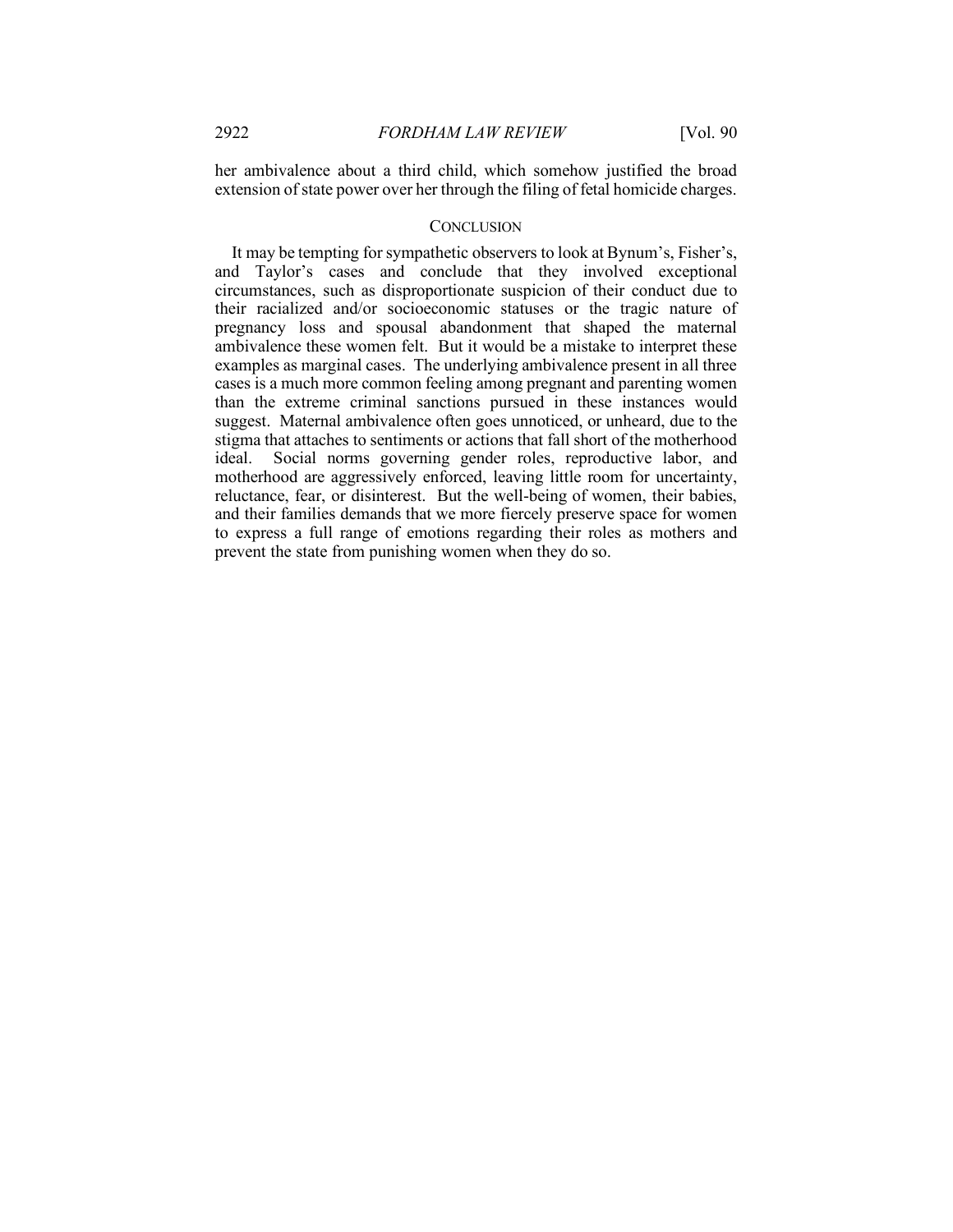her ambivalence about a third child, which somehow justified the broad extension of state power over her through the filing of fetal homicide charges.

## CONCLUSION

It may be tempting for sympathetic observers to look at Bynum's, Fisher's, and Taylor's cases and conclude that they involved exceptional circumstances, such as disproportionate suspicion of their conduct due to their racialized and/or socioeconomic statuses or the tragic nature of pregnancy loss and spousal abandonment that shaped the maternal ambivalence these women felt. But it would be a mistake to interpret these examples as marginal cases. The underlying ambivalence present in all three cases is a much more common feeling among pregnant and parenting women than the extreme criminal sanctions pursued in these instances would suggest. Maternal ambivalence often goes unnoticed, or unheard, due to the stigma that attaches to sentiments or actions that fall short of the motherhood ideal. Social norms governing gender roles, reproductive labor, and motherhood are aggressively enforced, leaving little room for uncertainty, reluctance, fear, or disinterest. But the well-being of women, their babies, and their families demands that we more fiercely preserve space for women to express a full range of emotions regarding their roles as mothers and prevent the state from punishing women when they do so.